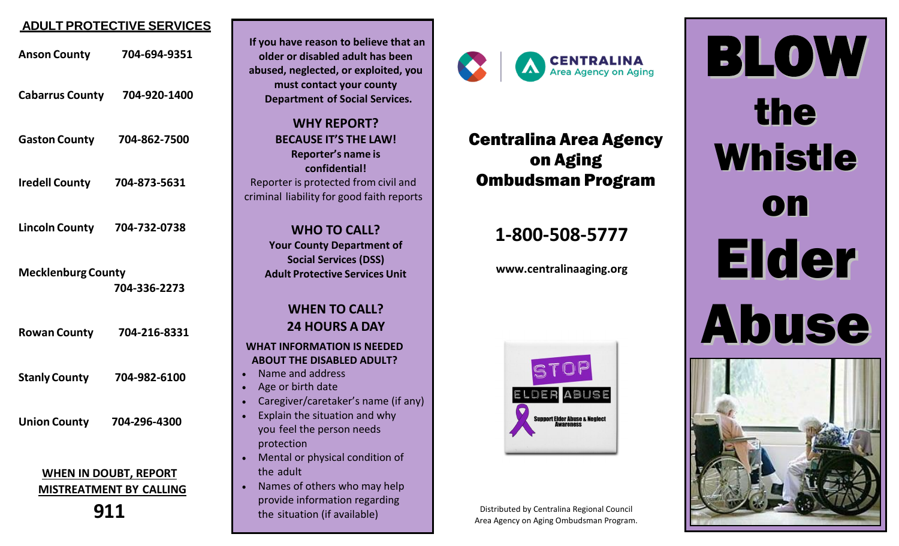## ADULT PROTECTIVE SERVICES

| County | Phone |
|---|---|
| Anson County | 704-694-9351 |
| Cabarrus County | 704-920-1400 |
| Gaston County | 704-862-7500 |
| Iredell County | 704-873-5631 |
| Lincoln County | 704-732-0738 |
| Mecklenburg County | 704-336-2273 |
| Rowan County | 704-216-8331 |
| Stanly County | 704-982-6100 |
| Union County | 704-296-4300 |

**WHEN IN DOUBT, REPORT MISTREATMENT BY CALLING**

# 911

**If you have reason to believe that an older or disabled adult has been abused, neglected, or exploited, you must contact your county Department of Social Services.**

### WHY REPORT?

**BECAUSE IT'S THE LAW!**

**Reporter's name is confidential!**

Reporter is protected from civil and criminal liability for good faith reports

### WHO TO CALL?

**Your County Department of Social Services (DSS) Adult Protective Services Unit**

### WHEN TO CALL?

### 24 HOURS A DAY

**WHAT INFORMATION IS NEEDED ABOUT THE DISABLED ADULT?**

- Name and address
- Age or birth date
- Caregiver/caretaker's name (if any)
- Explain the situation and why you feel the person needs protection
- Mental or physical condition of the adult
- Names of others who may help provide information regarding the situation (if available)

CENTRALINA Area Agency on Aging

## Centralina Area Agency on Aging Ombudsman Program

## 1-800-508-5777

**www.centralinaaging.org**

STOP ELDER ABUSE

Support Elder Abuse & Neglect Awareness

Distributed by Centralina Regional Council Area Agency on Aging Ombudsman Program.

# BLOW the Whistle on Elder Abuse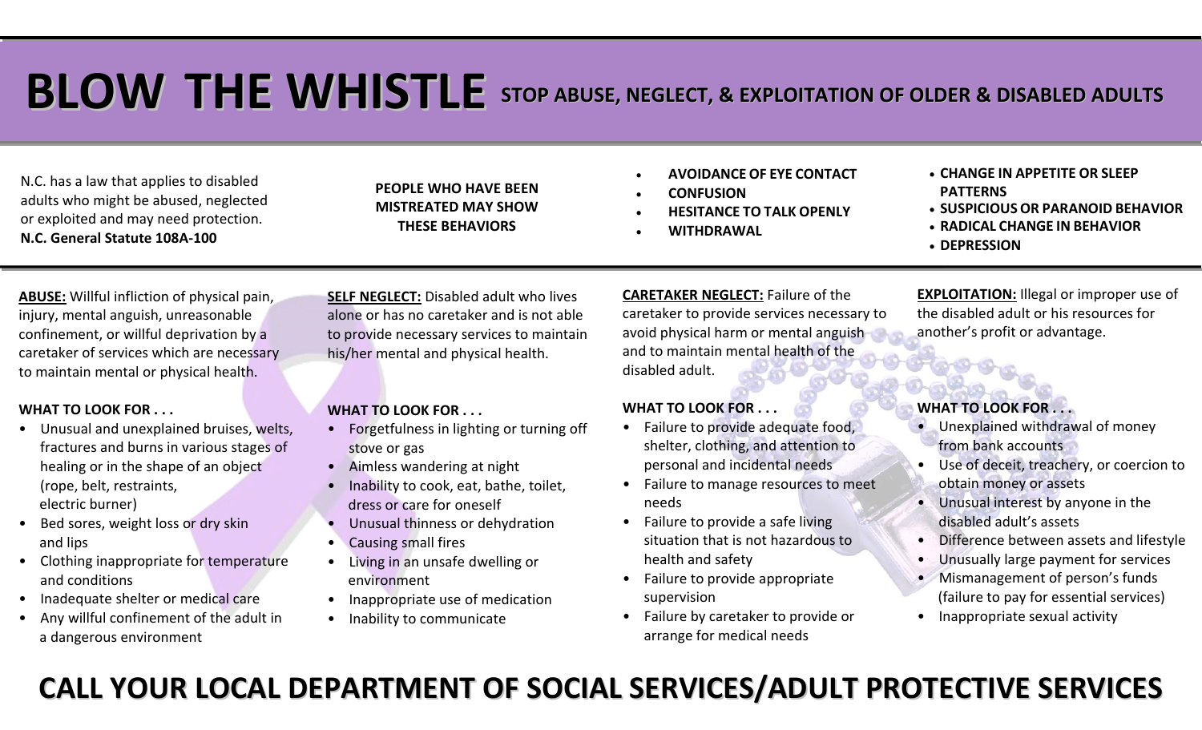# BLOW THE WHISTLE

## STOP ABUSE, NEGLECT, & EXPLOITATION OF OLDER & DISABLED ADULTS

N.C. has a law that applies to disabled adults who might be abused, neglected or exploited and may need protection.
**N.C. General Statute 108A-100**

**PEOPLE WHO HAVE BEEN MISTREATED MAY SHOW THESE BEHAVIORS**

- **AVOIDANCE OF EYE CONTACT**
- **CONFUSION**
- **HESITANCE TO TALK OPENLY**
- **WITHDRAWAL**
- **CHANGE IN APPETITE OR SLEEP PATTERNS**
- **SUSPICIOUS OR PARANOID BEHAVIOR**
- **RADICAL CHANGE IN BEHAVIOR**
- **DEPRESSION**

**ABUSE:** Willful infliction of physical pain, injury, mental anguish, unreasonable confinement, or willful deprivation by a caretaker of services which are necessary to maintain mental or physical health.

**WHAT TO LOOK FOR . . .**

- Unusual and unexplained bruises, welts, fractures and burns in various stages of healing or in the shape of an object (rope, belt, restraints, electric burner)
- Bed sores, weight loss or dry skin and lips
- Clothing inappropriate for temperature and conditions
- Inadequate shelter or medical care
- Any willful confinement of the adult in a dangerous environment

**SELF NEGLECT:** Disabled adult who lives alone or has no caretaker and is not able to provide necessary services to maintain his/her mental and physical health.

**WHAT TO LOOK FOR . . .**

- Forgetfulness in lighting or turning off stove or gas
- Aimless wandering at night
- Inability to cook, eat, bathe, toilet, dress or care for oneself
- Unusual thinness or dehydration
- Causing small fires
- Living in an unsafe dwelling or environment
- Inappropriate use of medication
- Inability to communicate

**CARETAKER NEGLECT:** Failure of the caretaker to provide services necessary to avoid physical harm or mental anguish and to maintain mental health of the disabled adult.

**WHAT TO LOOK FOR . . .**

- Failure to provide adequate food, shelter, clothing, and attention to personal and incidental needs
- Failure to manage resources to meet needs
- Failure to provide a safe living situation that is not hazardous to health and safety
- Failure to provide appropriate supervision
- Failure by caretaker to provide or arrange for medical needs

**EXPLOITATION:** Illegal or improper use of the disabled adult or his resources for another's profit or advantage.

**WHAT TO LOOK FOR . . .**

- Unexplained withdrawal of money from bank accounts
- Use of deceit, treachery, or coercion to obtain money or assets
- Unusual interest by anyone in the disabled adult's assets
- Difference between assets and lifestyle
- Unusually large payment for services
- Mismanagement of person's funds (failure to pay for essential services)
- Inappropriate sexual activity

## CALL YOUR LOCAL DEPARTMENT OF SOCIAL SERVICES/ADULT PROTECTIVE SERVICES